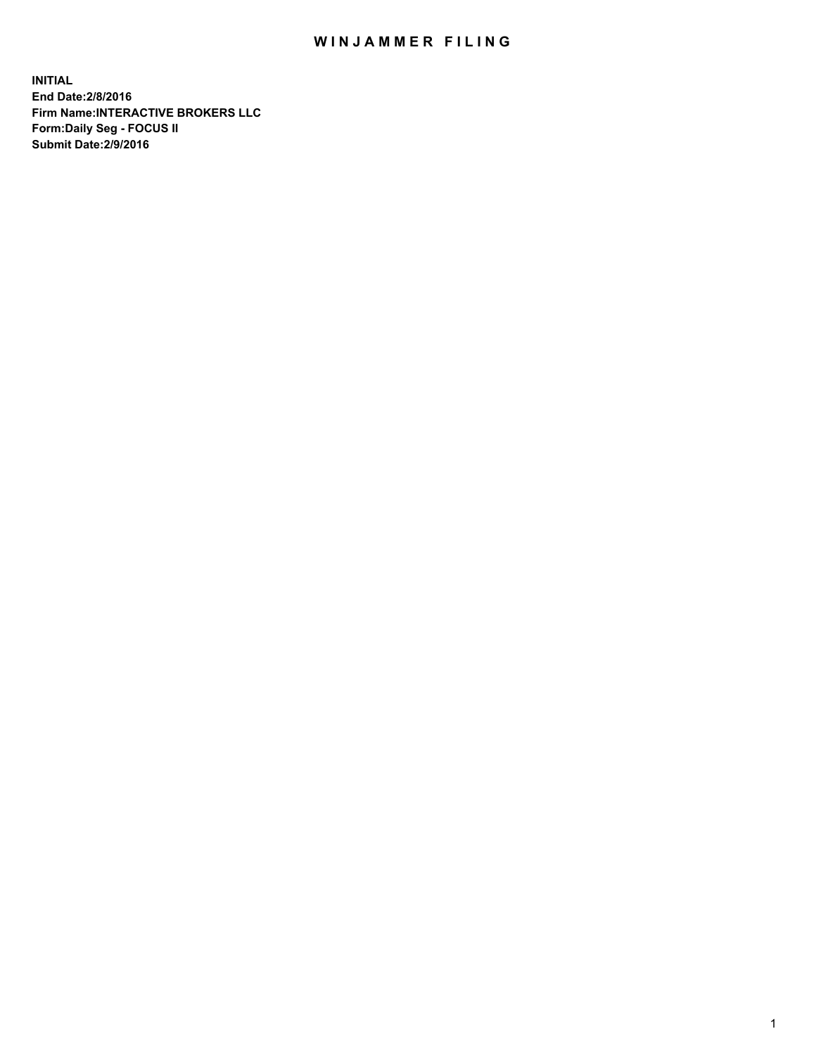# WINJAMMER FILING

**INITIAL**
**End Date:2/8/2016**
**Firm Name:INTERACTIVE BROKERS LLC**
**Form:Daily Seg - FOCUS II**
**Submit Date:2/9/2016**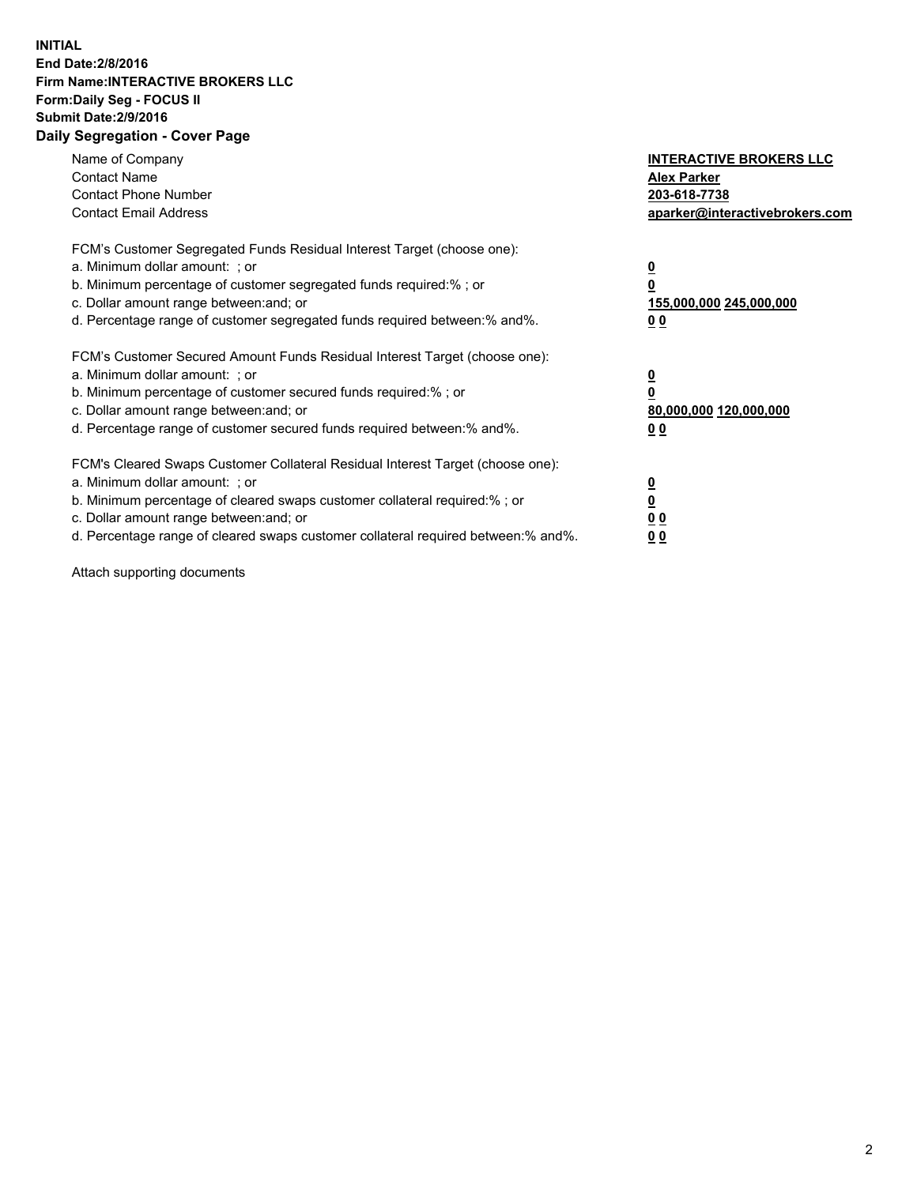**INITIAL**
**End Date:2/8/2016**
**Firm Name:INTERACTIVE BROKERS LLC**
**Form:Daily Seg - FOCUS II**
**Submit Date:2/9/2016**
**Daily Segregation - Cover Page**

| | |
|---|---|
| Name of Company | **INTERACTIVE BROKERS LLC** |
| Contact Name | **Alex Parker** |
| Contact Phone Number | **203-618-7738** |
| Contact Email Address | **aparker@interactivebrokers.com** |

FCM's Customer Segregated Funds Residual Interest Target (choose one):

| | |
|---|---|
| a. Minimum dollar amount: ; or | **0** |
| b. Minimum percentage of customer segregated funds required:% ; or | **0** |
| c. Dollar amount range between:and; or | **155,000,000 245,000,000** |
| d. Percentage range of customer segregated funds required between:% and%. | **0 0** |

FCM's Customer Secured Amount Funds Residual Interest Target (choose one):

| | |
|---|---|
| a. Minimum dollar amount: ; or | **0** |
| b. Minimum percentage of customer secured funds required:% ; or | **0** |
| c. Dollar amount range between:and; or | **80,000,000 120,000,000** |
| d. Percentage range of customer secured funds required between:% and%. | **0 0** |

FCM's Cleared Swaps Customer Collateral Residual Interest Target (choose one):

| | |
|---|---|
| a. Minimum dollar amount: ; or | **0** |
| b. Minimum percentage of cleared swaps customer collateral required:% ; or | **0** |
| c. Dollar amount range between:and; or | **0 0** |
| d. Percentage range of cleared swaps customer collateral required between:% and%. | **0 0** |

Attach supporting documents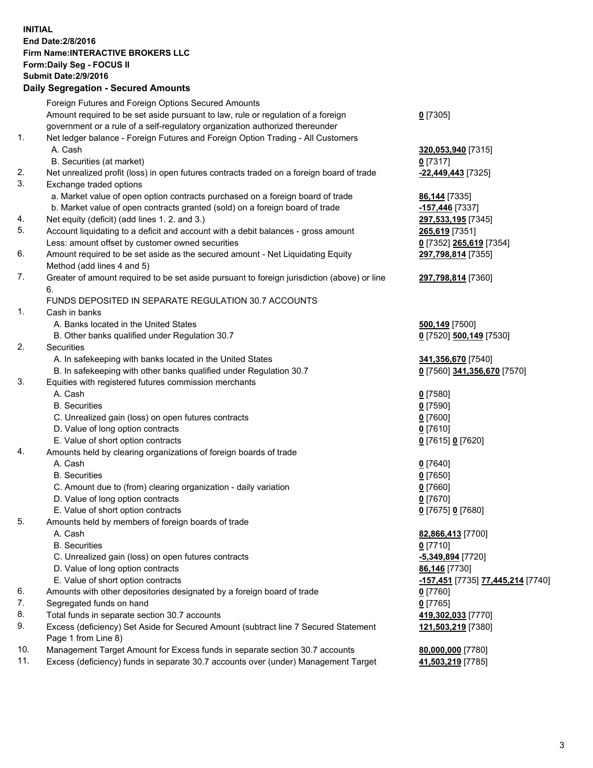**INITIAL**
**End Date:2/8/2016**
**Firm Name:INTERACTIVE BROKERS LLC**
**Form:Daily Seg - FOCUS II**
**Submit Date:2/9/2016**

## Daily Segregation - Secured Amounts

| | | |
|---|---|---|
| | Foreign Futures and Foreign Options Secured Amounts | |
| | Amount required to be set aside pursuant to law, rule or regulation of a foreign government or a rule of a self-regulatory organization authorized thereunder | **0** [7305] |
| 1. | Net ledger balance - Foreign Futures and Foreign Option Trading - All Customers | |
| | A. Cash | **320,053,940** [7315] |
| | B. Securities (at market) | **0** [7317] |
| 2. | Net unrealized profit (loss) in open futures contracts traded on a foreign board of trade | **-22,449,443** [7325] |
| 3. | Exchange traded options | |
| | a. Market value of open option contracts purchased on a foreign board of trade | **86,144** [7335] |
| | b. Market value of open contracts granted (sold) on a foreign board of trade | **-157,446** [7337] |
| 4. | Net equity (deficit) (add lines 1. 2. and 3.) | **297,533,195** [7345] |
| 5. | Account liquidating to a deficit and account with a debit balances - gross amount | **265,619** [7351] |
| | Less: amount offset by customer owned securities | **0** [7352] **265,619** [7354] |
| 6. | Amount required to be set aside as the secured amount - Net Liquidating Equity Method (add lines 4 and 5) | **297,798,814** [7355] |
| 7. | Greater of amount required to be set aside pursuant to foreign jurisdiction (above) or line 6. | **297,798,814** [7360] |
| | FUNDS DEPOSITED IN SEPARATE REGULATION 30.7 ACCOUNTS | |
| 1. | Cash in banks | |
| | A. Banks located in the United States | **500,149** [7500] |
| | B. Other banks qualified under Regulation 30.7 | **0** [7520] **500,149** [7530] |
| 2. | Securities | |
| | A. In safekeeping with banks located in the United States | **341,356,670** [7540] |
| | B. In safekeeping with other banks qualified under Regulation 30.7 | **0** [7560] **341,356,670** [7570] |
| 3. | Equities with registered futures commission merchants | |
| | A. Cash | **0** [7580] |
| | B. Securities | **0** [7590] |
| | C. Unrealized gain (loss) on open futures contracts | **0** [7600] |
| | D. Value of long option contracts | **0** [7610] |
| | E. Value of short option contracts | **0** [7615] **0** [7620] |
| 4. | Amounts held by clearing organizations of foreign boards of trade | |
| | A. Cash | **0** [7640] |
| | B. Securities | **0** [7650] |
| | C. Amount due to (from) clearing organization - daily variation | **0** [7660] |
| | D. Value of long option contracts | **0** [7670] |
| | E. Value of short option contracts | **0** [7675] **0** [7680] |
| 5. | Amounts held by members of foreign boards of trade | |
| | A. Cash | **82,866,413** [7700] |
| | B. Securities | **0** [7710] |
| | C. Unrealized gain (loss) on open futures contracts | **-5,349,894** [7720] |
| | D. Value of long option contracts | **86,146** [7730] |
| | E. Value of short option contracts | **-157,451** [7735] **77,445,214** [7740] |
| 6. | Amounts with other depositories designated by a foreign board of trade | **0** [7760] |
| 7. | Segregated funds on hand | **0** [7765] |
| 8. | Total funds in separate section 30.7 accounts | **419,302,033** [7770] |
| 9. | Excess (deficiency) Set Aside for Secured Amount (subtract line 7 Secured Statement Page 1 from Line 8) | **121,503,219** [7380] |
| 10. | Management Target Amount for Excess funds in separate section 30.7 accounts | **80,000,000** [7780] |
| 11. | Excess (deficiency) funds in separate 30.7 accounts over (under) Management Target | **41,503,219** [7785] |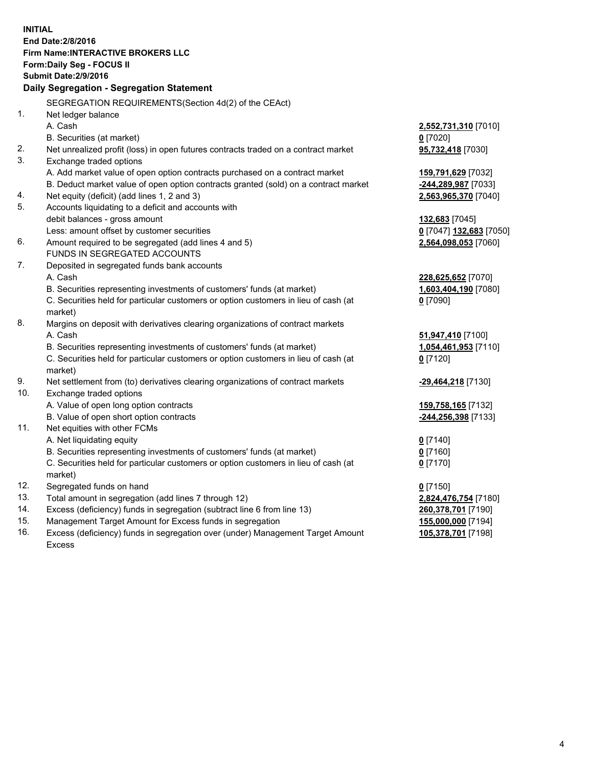**INITIAL**
**End Date:2/8/2016**
**Firm Name:INTERACTIVE BROKERS LLC**
**Form:Daily Seg - FOCUS II**
**Submit Date:2/9/2016**

**Daily Segregation - Segregation Statement**

SEGREGATION REQUIREMENTS(Section 4d(2) of the CEAct)

| | | |
|---|---|---|
| 1. | Net ledger balance | |
| | A. Cash | **2,552,731,310** [7010] |
| | B. Securities (at market) | **0** [7020] |
| 2. | Net unrealized profit (loss) in open futures contracts traded on a contract market | **95,732,418** [7030] |
| 3. | Exchange traded options | |
| | A. Add market value of open option contracts purchased on a contract market | **159,791,629** [7032] |
| | B. Deduct market value of open option contracts granted (sold) on a contract market | **-244,289,987** [7033] |
| 4. | Net equity (deficit) (add lines 1, 2 and 3) | **2,563,965,370** [7040] |
| 5. | Accounts liquidating to a deficit and accounts with debit balances - gross amount | **132,683** [7045] |
| | Less: amount offset by customer securities | **0** [7047] **132,683** [7050] |
| 6. | Amount required to be segregated (add lines 4 and 5) | **2,564,098,053** [7060] |
| | FUNDS IN SEGREGATED ACCOUNTS | |
| 7. | Deposited in segregated funds bank accounts | |
| | A. Cash | **228,625,652** [7070] |
| | B. Securities representing investments of customers' funds (at market) | **1,603,404,190** [7080] |
| | C. Securities held for particular customers or option customers in lieu of cash (at market) | **0** [7090] |
| 8. | Margins on deposit with derivatives clearing organizations of contract markets | |
| | A. Cash | **51,947,410** [7100] |
| | B. Securities representing investments of customers' funds (at market) | **1,054,461,953** [7110] |
| | C. Securities held for particular customers or option customers in lieu of cash (at market) | **0** [7120] |
| 9. | Net settlement from (to) derivatives clearing organizations of contract markets | **-29,464,218** [7130] |
| 10. | Exchange traded options | |
| | A. Value of open long option contracts | **159,758,165** [7132] |
| | B. Value of open short option contracts | **-244,256,398** [7133] |
| 11. | Net equities with other FCMs | |
| | A. Net liquidating equity | **0** [7140] |
| | B. Securities representing investments of customers' funds (at market) | **0** [7160] |
| | C. Securities held for particular customers or option customers in lieu of cash (at market) | **0** [7170] |
| 12. | Segregated funds on hand | **0** [7150] |
| 13. | Total amount in segregation (add lines 7 through 12) | **2,824,476,754** [7180] |
| 14. | Excess (deficiency) funds in segregation (subtract line 6 from line 13) | **260,378,701** [7190] |
| 15. | Management Target Amount for Excess funds in segregation | **155,000,000** [7194] |
| 16. | Excess (deficiency) funds in segregation over (under) Management Target Amount Excess | **105,378,701** [7198] |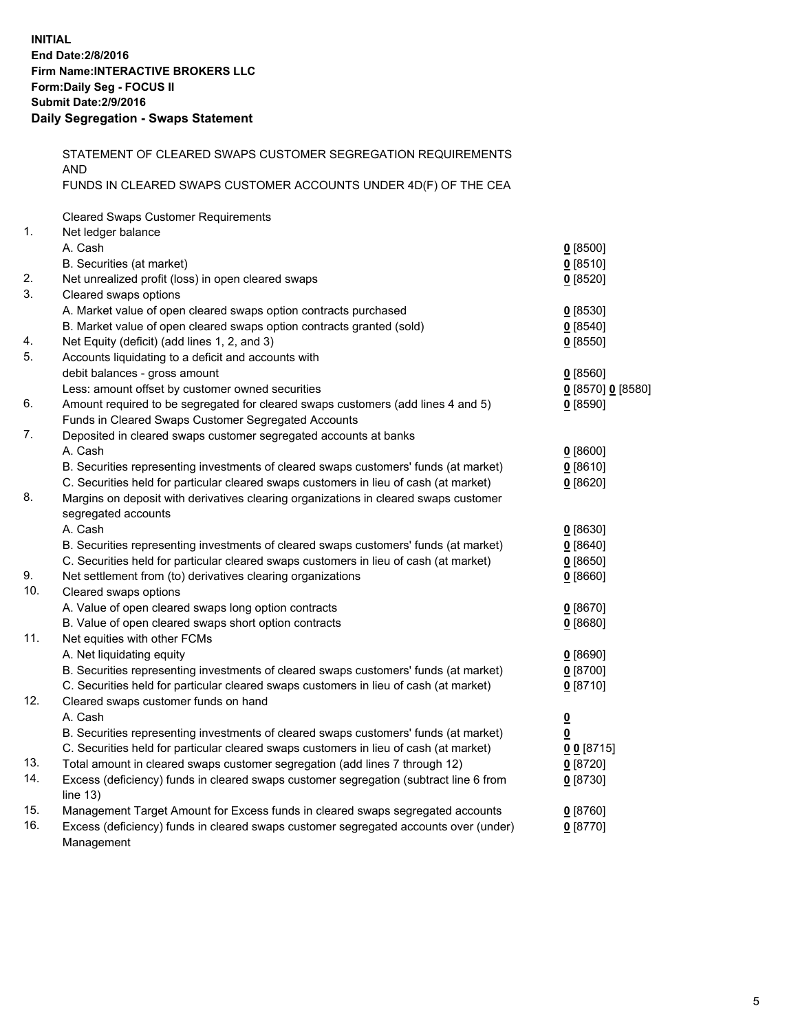**INITIAL**
**End Date:2/8/2016**
**Firm Name:INTERACTIVE BROKERS LLC**
**Form:Daily Seg - FOCUS II**
**Submit Date:2/9/2016**
**Daily Segregation - Swaps Statement**

STATEMENT OF CLEARED SWAPS CUSTOMER SEGREGATION REQUIREMENTS
AND
FUNDS IN CLEARED SWAPS CUSTOMER ACCOUNTS UNDER 4D(F) OF THE CEA

| | | |
|---|---|---|
| | Cleared Swaps Customer Requirements | |
| 1. | Net ledger balance | |
| | A. Cash | 0 [8500] |
| | B. Securities (at market) | 0 [8510] |
| 2. | Net unrealized profit (loss) in open cleared swaps | 0 [8520] |
| 3. | Cleared swaps options | |
| | A. Market value of open cleared swaps option contracts purchased | 0 [8530] |
| | B. Market value of open cleared swaps option contracts granted (sold) | 0 [8540] |
| 4. | Net Equity (deficit) (add lines 1, 2, and 3) | 0 [8550] |
| 5. | Accounts liquidating to a deficit and accounts with | |
| | debit balances - gross amount | 0 [8560] |
| | Less: amount offset by customer owned securities | 0 [8570] 0 [8580] |
| 6. | Amount required to be segregated for cleared swaps customers (add lines 4 and 5) | 0 [8590] |
| | Funds in Cleared Swaps Customer Segregated Accounts | |
| 7. | Deposited in cleared swaps customer segregated accounts at banks | |
| | A. Cash | 0 [8600] |
| | B. Securities representing investments of cleared swaps customers' funds (at market) | 0 [8610] |
| | C. Securities held for particular cleared swaps customers in lieu of cash (at market) | 0 [8620] |
| 8. | Margins on deposit with derivatives clearing organizations in cleared swaps customer segregated accounts | |
| | A. Cash | 0 [8630] |
| | B. Securities representing investments of cleared swaps customers' funds (at market) | 0 [8640] |
| | C. Securities held for particular cleared swaps customers in lieu of cash (at market) | 0 [8650] |
| 9. | Net settlement from (to) derivatives clearing organizations | 0 [8660] |
| 10. | Cleared swaps options | |
| | A. Value of open cleared swaps long option contracts | 0 [8670] |
| | B. Value of open cleared swaps short option contracts | 0 [8680] |
| 11. | Net equities with other FCMs | |
| | A. Net liquidating equity | 0 [8690] |
| | B. Securities representing investments of cleared swaps customers' funds (at market) | 0 [8700] |
| | C. Securities held for particular cleared swaps customers in lieu of cash (at market) | 0 [8710] |
| 12. | Cleared swaps customer funds on hand | |
| | A. Cash | 0 |
| | B. Securities representing investments of cleared swaps customers' funds (at market) | 0 |
| | C. Securities held for particular cleared swaps customers in lieu of cash (at market) | 0 0 [8715] |
| 13. | Total amount in cleared swaps customer segregation (add lines 7 through 12) | 0 [8720] |
| 14. | Excess (deficiency) funds in cleared swaps customer segregation (subtract line 6 from line 13) | 0 [8730] |
| 15. | Management Target Amount for Excess funds in cleared swaps segregated accounts | 0 [8760] |
| 16. | Excess (deficiency) funds in cleared swaps customer segregated accounts over (under) Management | 0 [8770] |